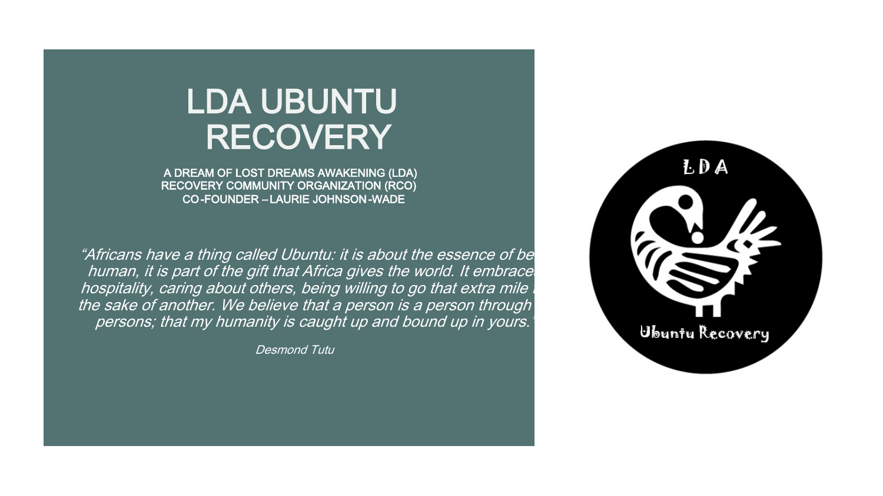# LDA UBUNTU RECOVERY

A DREAM OF LOST DREAMS AWAKENING (LDA)
RECOVERY COMMUNITY ORGANIZATION (RCO)
CO-FOUNDER – LAURIE JOHNSON-WADE

*"Africans have a thing called Ubuntu: it is about the essence of be human, it is part of the gift that Africa gives the world. It embrace hospitality, caring about others, being willing to go that extra mile the sake of another. We believe that a person is a person through persons; that my humanity is caught up and bound up in yours."*

*Desmond Tutu*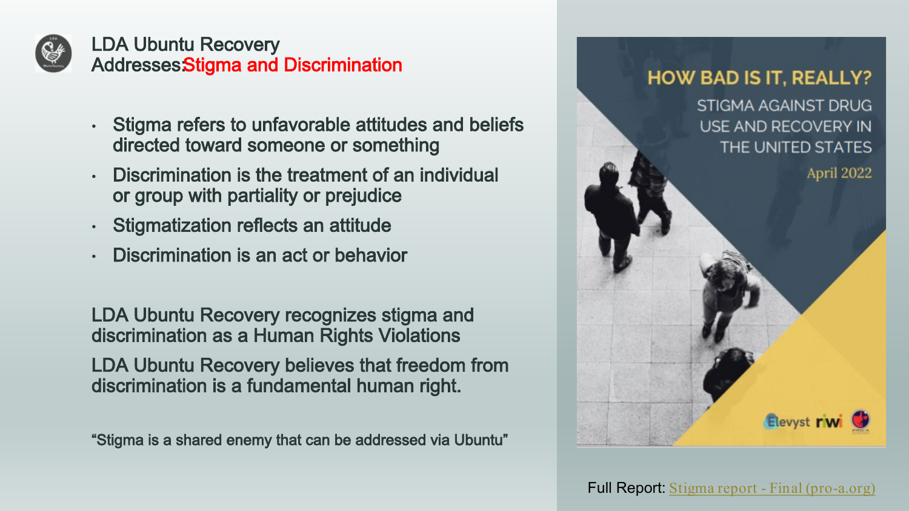# LDA Ubuntu Recovery Addresses: Stigma and Discrimination

- Stigma refers to unfavorable attitudes and beliefs directed toward someone or something
- Discrimination is the treatment of an individual or group with partiality or prejudice
- Stigmatization reflects an attitude
- Discrimination is an act or behavior

LDA Ubuntu Recovery recognizes stigma and discrimination as a Human Rights Violations

LDA Ubuntu Recovery believes that freedom from discrimination is a fundamental human right.

"Stigma is a shared enemy that can be addressed via Ubuntu"

HOW BAD IS IT, REALLY?

STIGMA AGAINST DRUG USE AND RECOVERY IN THE UNITED STATES

April 2022

Full Report: [Stigma report - Final (pro-a.org)](pro-a.org)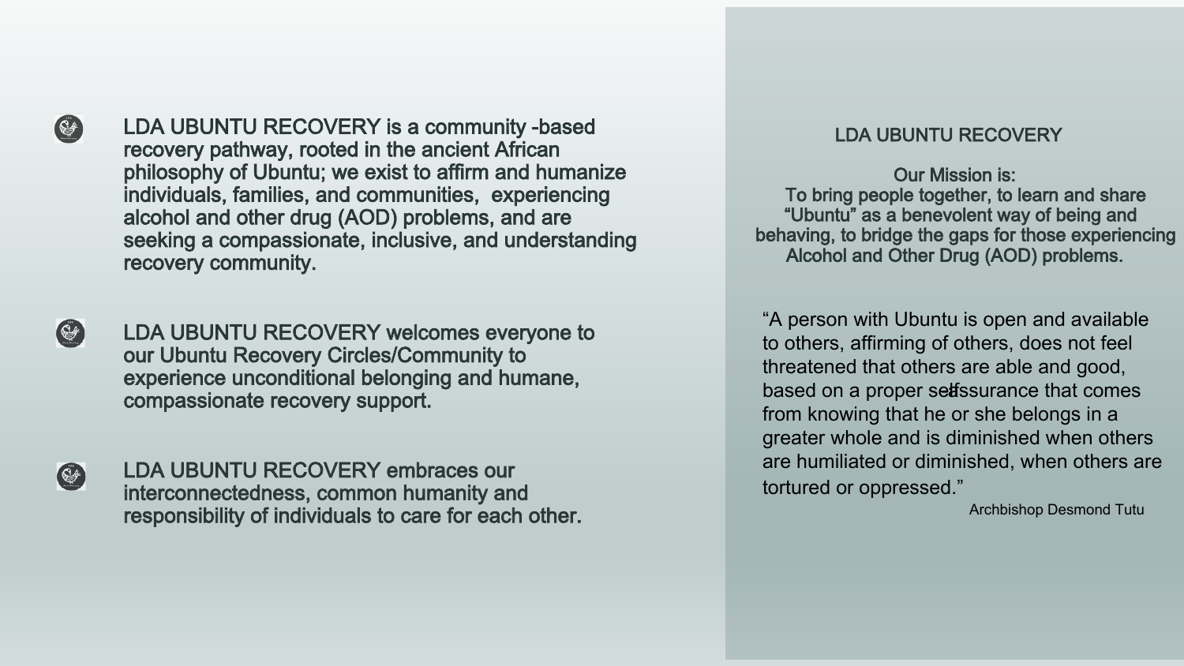- LDA UBUNTU RECOVERY is a community -based recovery pathway, rooted in the ancient African philosophy of Ubuntu; we exist to affirm and humanize individuals, families, and communities, experiencing alcohol and other drug (AOD) problems, and are seeking a compassionate, inclusive, and understanding recovery community.

- LDA UBUNTU RECOVERY welcomes everyone to our Ubuntu Recovery Circles/Community to experience unconditional belonging and humane, compassionate recovery support.

- LDA UBUNTU RECOVERY embraces our interconnectedness, common humanity and responsibility of individuals to care for each other.

## LDA UBUNTU RECOVERY

**Our Mission is:**
To bring people together, to learn and share "Ubuntu" as a benevolent way of being and behaving, to bridge the gaps for those experiencing Alcohol and Other Drug (AOD) problems.

> "A person with Ubuntu is open and available to others, affirming of others, does not feel threatened that others are able and good, based on a proper self-assurance that comes from knowing that he or she belongs in a greater whole and is diminished when others are humiliated or diminished, when others are tortured or oppressed."
>
> Archbishop Desmond Tutu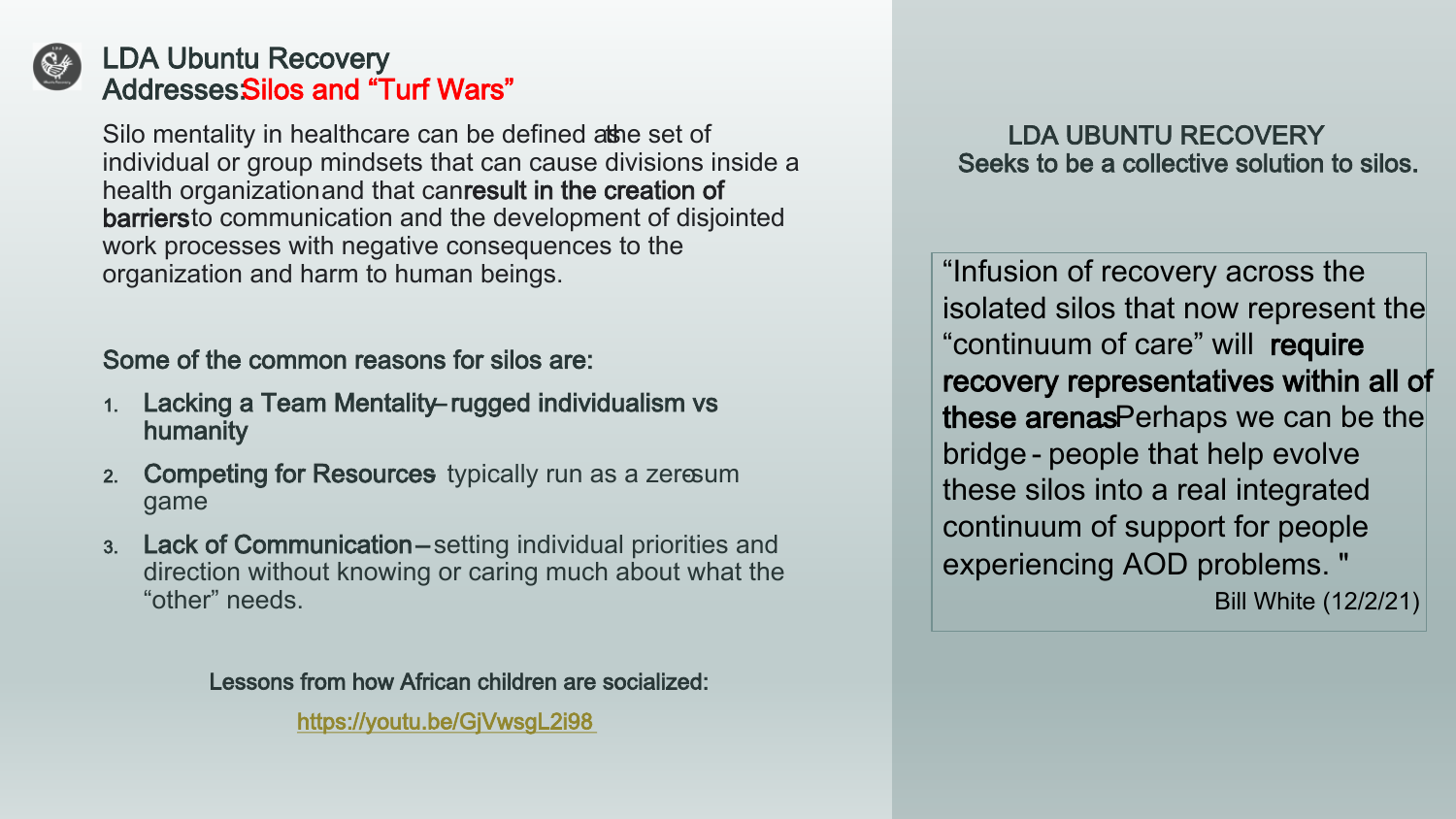# LDA Ubuntu Recovery Addresses: Silos and "Turf Wars"

Silo mentality in healthcare can be defined as the set of individual or group mindsets that can cause divisions inside a health organization and that can **result in the creation of barriers** to communication and the development of disjointed work processes with negative consequences to the organization and harm to human beings.

Some of the common reasons for silos are:

1. **Lacking a Team Mentality – rugged individualism vs humanity**
2. **Competing for Resources** typically run as a zero-sum game
3. **Lack of Communication** – setting individual priorities and direction without knowing or caring much about what the "other" needs.

Lessons from how African children are socialized:

https://youtu.be/GjVwsgL2i98

LDA UBUNTU RECOVERY
Seeks to be a collective solution to silos.

"Infusion of recovery across the isolated silos that now represent the "continuum of care" will **require recovery representatives within all of these arenas**. Perhaps we can be the bridge - people that help evolve these silos into a real integrated continuum of support for people experiencing AOD problems. "

Bill White (12/2/21)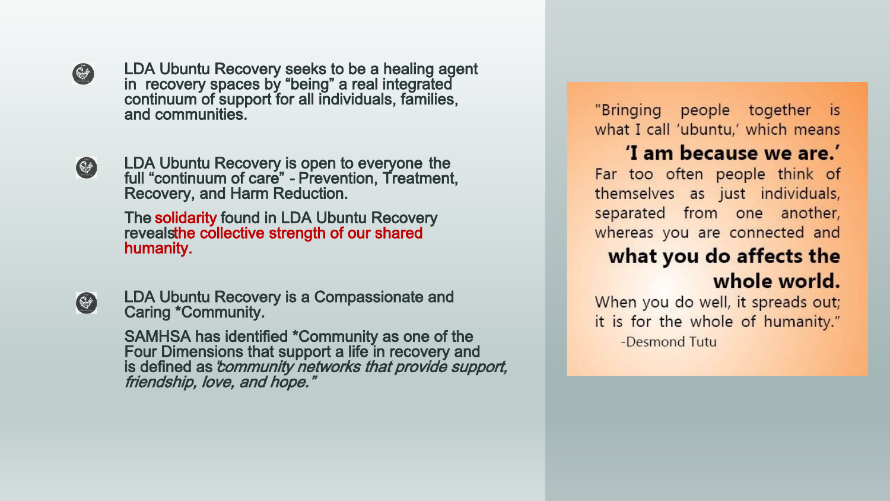- LDA Ubuntu Recovery seeks to be a healing agent in recovery spaces by "being" a real integrated continuum of support for all individuals, families, and communities.

- LDA Ubuntu Recovery is open to everyone the full "continuum of care" - Prevention, Treatment, Recovery, and Harm Reduction.

  The solidarity found in LDA Ubuntu Recovery reveals the collective strength of our shared humanity.

- LDA Ubuntu Recovery is a Compassionate and Caring *Community.

  SAMHSA has identified *Community as one of the Four Dimensions that support a life in recovery and is defined as *"community networks that provide support, friendship, love, and hope."*

"Bringing people together is what I call 'ubuntu,' which means

**'I am because we are.'**

Far too often people think of themselves as just individuals, separated from one another, whereas you are connected and

**what you do affects the whole world.**

When you do well, it spreads out; it is for the whole of humanity."

-Desmond Tutu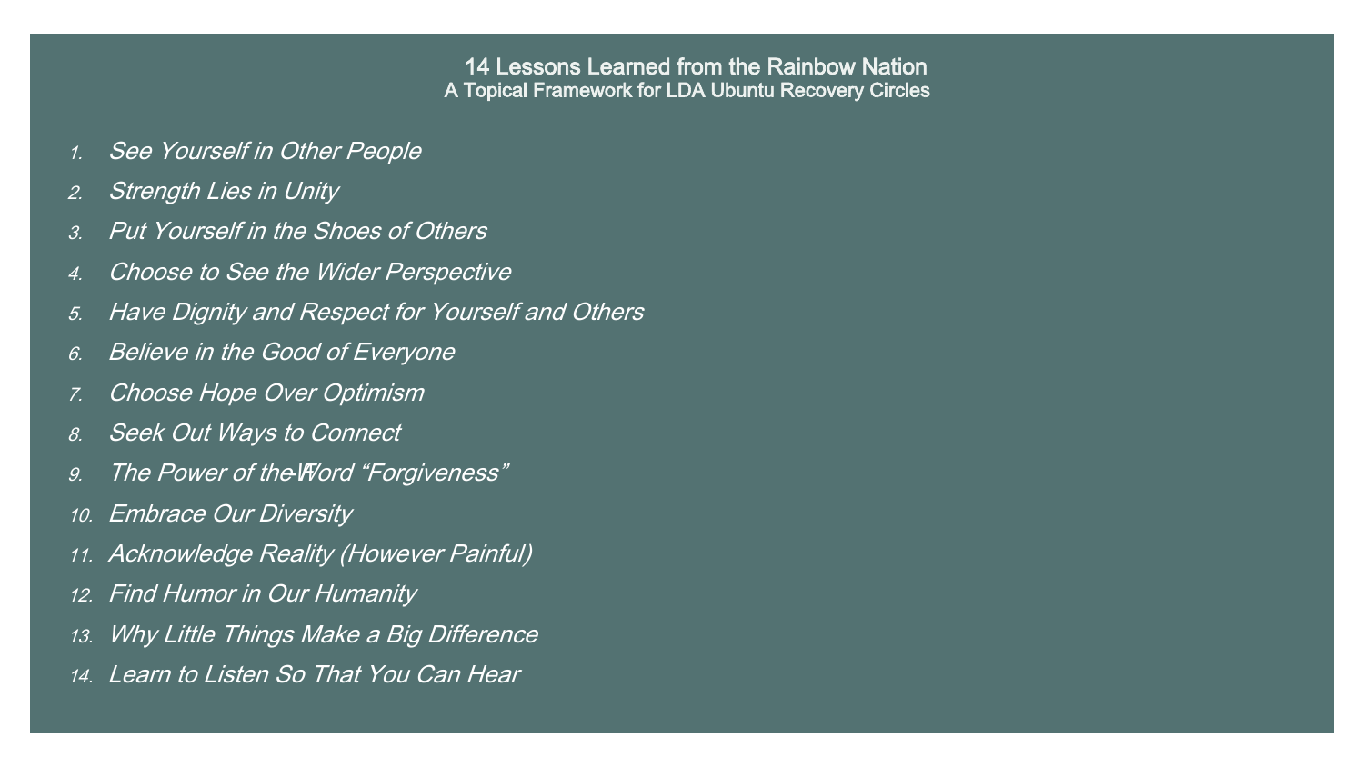# 14 Lessons Learned from the Rainbow Nation

## A Topical Framework for LDA Ubuntu Recovery Circles

1. *See Yourself in Other People*
2. *Strength Lies in Unity*
3. *Put Yourself in the Shoes of Others*
4. *Choose to See the Wider Perspective*
5. *Have Dignity and Respect for Yourself and Others*
6. *Believe in the Good of Everyone*
7. *Choose Hope Over Optimism*
8. *Seek Out Ways to Connect*
9. *The Power of the Word "Forgiveness"*
10. *Embrace Our Diversity*
11. *Acknowledge Reality (However Painful)*
12. *Find Humor in Our Humanity*
13. *Why Little Things Make a Big Difference*
14. *Learn to Listen So That You Can Hear*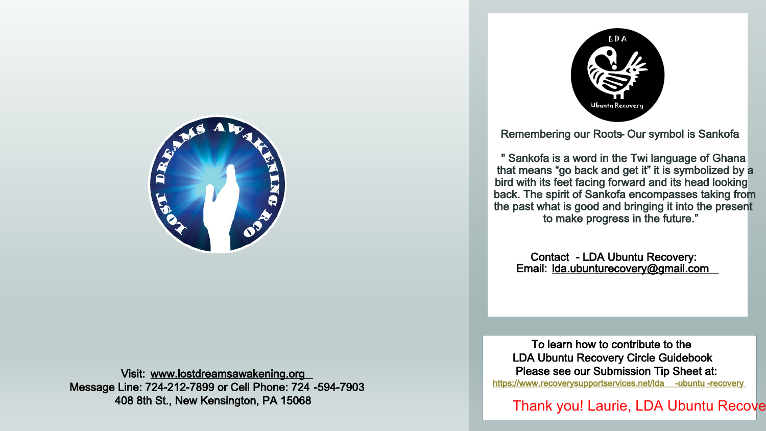Visit: www.lostdreamsawakening.org
Message Line: 724-212-7899 or Cell Phone: 724 -594-7903
408 8th St., New Kensington, PA 15068

Remembering our Roots- Our symbol is Sankofa

" Sankofa is a word in the Twi language of Ghana that means “go back and get it” it is symbolized by a bird with its feet facing forward and its head looking back. The spirit of Sankofa encompasses taking from the past what is good and bringing it into the present to make progress in the future.”

Contact - LDA Ubuntu Recovery:
Email: lda.ubunturecovery@gmail.com

To learn how to contribute to the
LDA Ubuntu Recovery Circle Guidebook
Please see our Submission Tip Sheet at:
https://www.recoverysupportservices.net/lda -ubuntu -recovery

Thank you! Laurie, LDA Ubuntu Recove